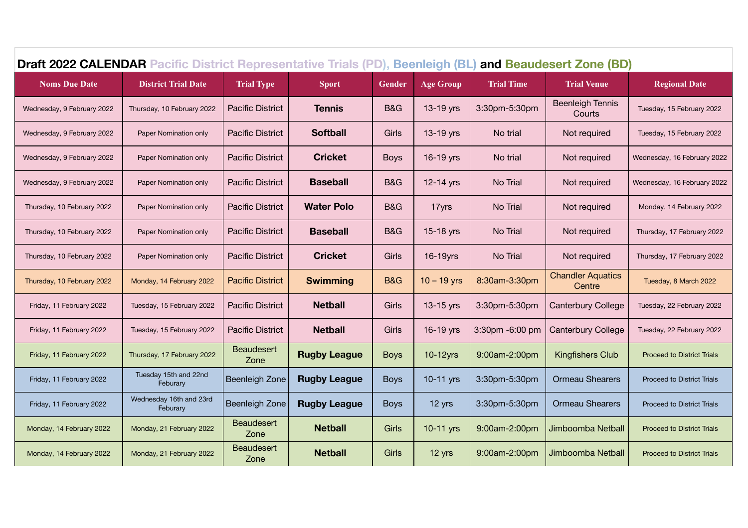## Draft 2022 CALENDAR Pacific District Representative Trials (PD), Beenleigh (BL) and Beaudesert Zone (BD)

| Noms Due Date | District Trial Date | Trial Type | Sport | Gender | Age Group | Trial Time | Trial Venue | Regional Date |
|---|---|---|---|---|---|---|---|---|
| Wednesday, 9 February 2022 | Thursday, 10 February 2022 | Pacific District | **Tennis** | B&G | 13-19 yrs | 3:30pm-5:30pm | Beenleigh Tennis Courts | Tuesday, 15 February 2022 |
| Wednesday, 9 February 2022 | Paper Nomination only | Pacific District | **Softball** | Girls | 13-19 yrs | No trial | Not required | Tuesday, 15 February 2022 |
| Wednesday, 9 February 2022 | Paper Nomination only | Pacific District | **Cricket** | Boys | 16-19 yrs | No trial | Not required | Wednesday, 16 February 2022 |
| Wednesday, 9 February 2022 | Paper Nomination only | Pacific District | **Baseball** | B&G | 12-14 yrs | No Trial | Not required | Wednesday, 16 February 2022 |
| Thursday, 10 February 2022 | Paper Nomination only | Pacific District | **Water Polo** | B&G | 17yrs | No Trial | Not required | Monday, 14 February 2022 |
| Thursday, 10 February 2022 | Paper Nomination only | Pacific District | **Baseball** | B&G | 15-18 yrs | No Trial | Not required | Thursday, 17 February 2022 |
| Thursday, 10 February 2022 | Paper Nomination only | Pacific District | **Cricket** | Girls | 16-19yrs | No Trial | Not required | Thursday, 17 February 2022 |
| Thursday, 10 February 2022 | Monday, 14 February 2022 | Pacific District | **Swimming** | B&G | 10 – 19 yrs | 8:30am-3:30pm | Chandler Aquatics Centre | Tuesday, 8 March 2022 |
| Friday, 11 February 2022 | Tuesday, 15 February 2022 | Pacific District | **Netball** | Girls | 13-15 yrs | 3:30pm-5:30pm | Canterbury College | Tuesday, 22 February 2022 |
| Friday, 11 February 2022 | Tuesday, 15 February 2022 | Pacific District | **Netball** | Girls | 16-19 yrs | 3:30pm -6:00 pm | Canterbury College | Tuesday, 22 February 2022 |
| Friday, 11 February 2022 | Thursday, 17 February 2022 | Beaudesert Zone | **Rugby League** | Boys | 10-12yrs | 9:00am-2:00pm | Kingfishers Club | Proceed to District Trials |
| Friday, 11 February 2022 | Tuesday 15th and 22nd Feburary | Beenleigh Zone | **Rugby League** | Boys | 10-11 yrs | 3:30pm-5:30pm | Ormeau Shearers | Proceed to District Trials |
| Friday, 11 February 2022 | Wednesday 16th and 23rd Feburary | Beenleigh Zone | **Rugby League** | Boys | 12 yrs | 3:30pm-5:30pm | Ormeau Shearers | Proceed to District Trials |
| Monday, 14 February 2022 | Monday, 21 February 2022 | Beaudesert Zone | **Netball** | Girls | 10-11 yrs | 9:00am-2:00pm | Jimboomba Netball | Proceed to District Trials |
| Monday, 14 February 2022 | Monday, 21 February 2022 | Beaudesert Zone | **Netball** | Girls | 12 yrs | 9:00am-2:00pm | Jimboomba Netball | Proceed to District Trials |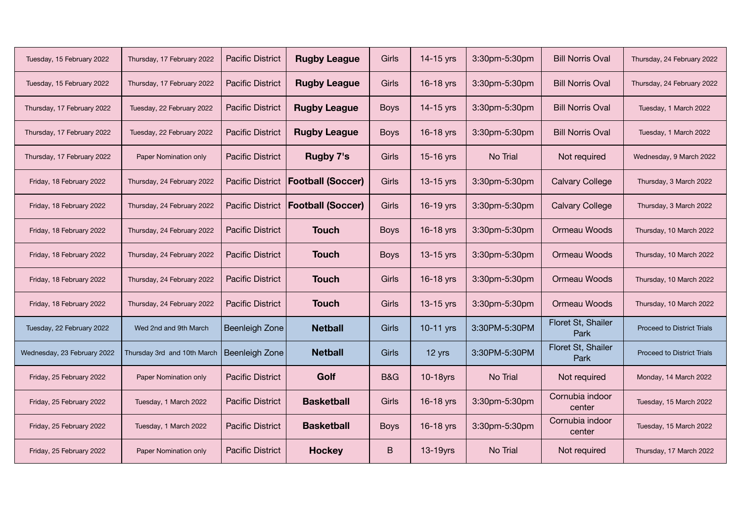| | | | | | | | | |
|---|---|---|---|---|---|---|---|---|
| Tuesday, 15 February 2022 | Thursday, 17 February 2022 | Pacific District | **Rugby League** | Girls | 14-15 yrs | 3:30pm-5:30pm | Bill Norris Oval | Thursday, 24 February 2022 |
| Tuesday, 15 February 2022 | Thursday, 17 February 2022 | Pacific District | **Rugby League** | Girls | 16-18 yrs | 3:30pm-5:30pm | Bill Norris Oval | Thursday, 24 February 2022 |
| Thursday, 17 February 2022 | Tuesday, 22 February 2022 | Pacific District | **Rugby League** | Boys | 14-15 yrs | 3:30pm-5:30pm | Bill Norris Oval | Tuesday, 1 March 2022 |
| Thursday, 17 February 2022 | Tuesday, 22 February 2022 | Pacific District | **Rugby League** | Boys | 16-18 yrs | 3:30pm-5:30pm | Bill Norris Oval | Tuesday, 1 March 2022 |
| Thursday, 17 February 2022 | Paper Nomination only | Pacific District | **Rugby 7's** | Girls | 15-16 yrs | No Trial | Not required | Wednesday, 9 March 2022 |
| Friday, 18 February 2022 | Thursday, 24 February 2022 | Pacific District | **Football (Soccer)** | Girls | 13-15 yrs | 3:30pm-5:30pm | Calvary College | Thursday, 3 March 2022 |
| Friday, 18 February 2022 | Thursday, 24 February 2022 | Pacific District | **Football (Soccer)** | Girls | 16-19 yrs | 3:30pm-5:30pm | Calvary College | Thursday, 3 March 2022 |
| Friday, 18 February 2022 | Thursday, 24 February 2022 | Pacific District | **Touch** | Boys | 16-18 yrs | 3:30pm-5:30pm | Ormeau Woods | Thursday, 10 March 2022 |
| Friday, 18 February 2022 | Thursday, 24 February 2022 | Pacific District | **Touch** | Boys | 13-15 yrs | 3:30pm-5:30pm | Ormeau Woods | Thursday, 10 March 2022 |
| Friday, 18 February 2022 | Thursday, 24 February 2022 | Pacific District | **Touch** | Girls | 16-18 yrs | 3:30pm-5:30pm | Ormeau Woods | Thursday, 10 March 2022 |
| Friday, 18 February 2022 | Thursday, 24 February 2022 | Pacific District | **Touch** | Girls | 13-15 yrs | 3:30pm-5:30pm | Ormeau Woods | Thursday, 10 March 2022 |
| Tuesday, 22 February 2022 | Wed 2nd and 9th March | Beenleigh Zone | **Netball** | Girls | 10-11 yrs | 3:30PM-5:30PM | Floret St, Shailer Park | Proceed to District Trials |
| Wednesday, 23 February 2022 | Thursday 3rd and 10th March | Beenleigh Zone | **Netball** | Girls | 12 yrs | 3:30PM-5:30PM | Floret St, Shailer Park | Proceed to District Trials |
| Friday, 25 February 2022 | Paper Nomination only | Pacific District | **Golf** | B&G | 10-18yrs | No Trial | Not required | Monday, 14 March 2022 |
| Friday, 25 February 2022 | Tuesday, 1 March 2022 | Pacific District | **Basketball** | Girls | 16-18 yrs | 3:30pm-5:30pm | Cornubia indoor center | Tuesday, 15 March 2022 |
| Friday, 25 February 2022 | Tuesday, 1 March 2022 | Pacific District | **Basketball** | Boys | 16-18 yrs | 3:30pm-5:30pm | Cornubia indoor center | Tuesday, 15 March 2022 |
| Friday, 25 February 2022 | Paper Nomination only | Pacific District | **Hockey** | B | 13-19yrs | No Trial | Not required | Thursday, 17 March 2022 |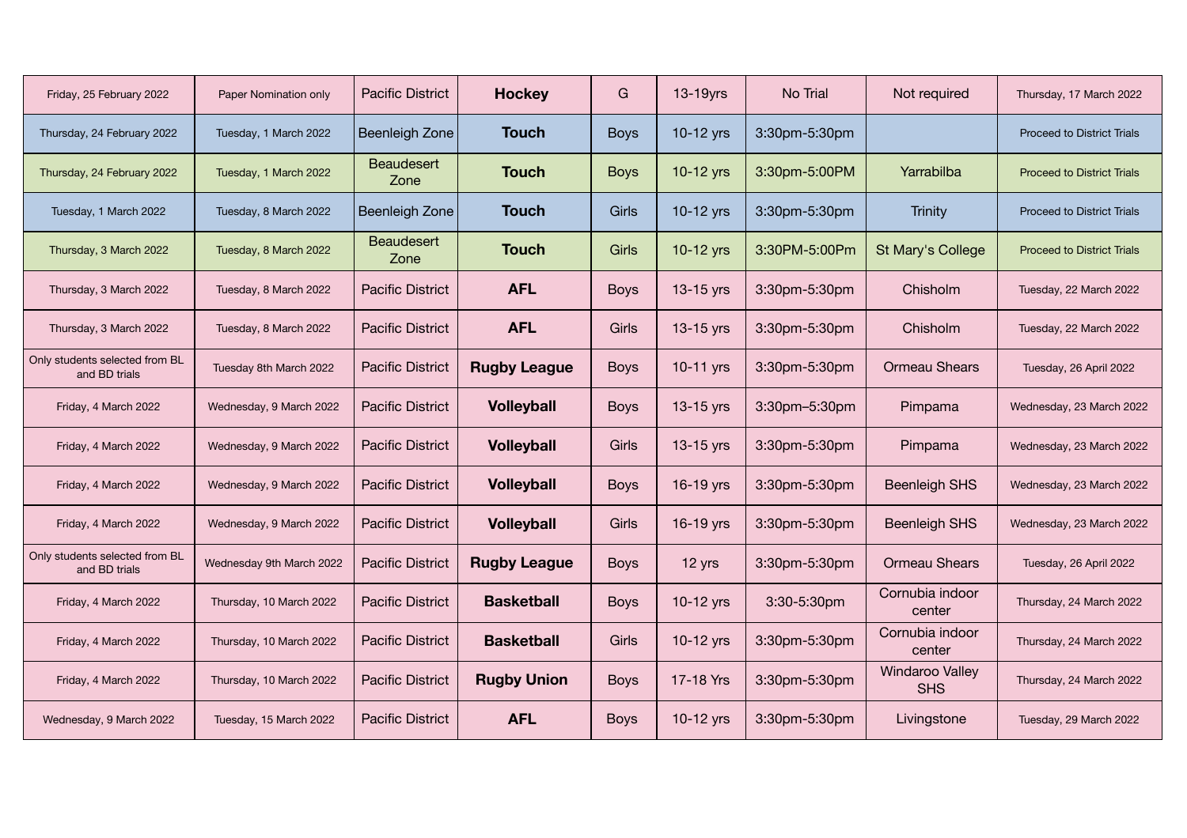| | | | | | | | | |
|---|---|---|---|---|---|---|---|---|
| Friday, 25 February 2022 | Paper Nomination only | Pacific District | **Hockey** | G | 13-19yrs | No Trial | Not required | Thursday, 17 March 2022 |
| Thursday, 24 February 2022 | Tuesday, 1 March 2022 | Beenleigh Zone | **Touch** | Boys | 10-12 yrs | 3:30pm-5:30pm | | Proceed to District Trials |
| Thursday, 24 February 2022 | Tuesday, 1 March 2022 | Beaudesert Zone | **Touch** | Boys | 10-12 yrs | 3:30pm-5:00PM | Yarrabilba | Proceed to District Trials |
| Tuesday, 1 March 2022 | Tuesday, 8 March 2022 | Beenleigh Zone | **Touch** | Girls | 10-12 yrs | 3:30pm-5:30pm | Trinity | Proceed to District Trials |
| Thursday, 3 March 2022 | Tuesday, 8 March 2022 | Beaudesert Zone | **Touch** | Girls | 10-12 yrs | 3:30PM-5:00Pm | St Mary's College | Proceed to District Trials |
| Thursday, 3 March 2022 | Tuesday, 8 March 2022 | Pacific District | **AFL** | Boys | 13-15 yrs | 3:30pm-5:30pm | Chisholm | Tuesday, 22 March 2022 |
| Thursday, 3 March 2022 | Tuesday, 8 March 2022 | Pacific District | **AFL** | Girls | 13-15 yrs | 3:30pm-5:30pm | Chisholm | Tuesday, 22 March 2022 |
| Only students selected from BL and BD trials | Tuesday 8th March 2022 | Pacific District | **Rugby League** | Boys | 10-11 yrs | 3:30pm-5:30pm | Ormeau Shears | Tuesday, 26 April 2022 |
| Friday, 4 March 2022 | Wednesday, 9 March 2022 | Pacific District | **Volleyball** | Boys | 13-15 yrs | 3:30pm–5:30pm | Pimpama | Wednesday, 23 March 2022 |
| Friday, 4 March 2022 | Wednesday, 9 March 2022 | Pacific District | **Volleyball** | Girls | 13-15 yrs | 3:30pm-5:30pm | Pimpama | Wednesday, 23 March 2022 |
| Friday, 4 March 2022 | Wednesday, 9 March 2022 | Pacific District | **Volleyball** | Boys | 16-19 yrs | 3:30pm-5:30pm | Beenleigh SHS | Wednesday, 23 March 2022 |
| Friday, 4 March 2022 | Wednesday, 9 March 2022 | Pacific District | **Volleyball** | Girls | 16-19 yrs | 3:30pm-5:30pm | Beenleigh SHS | Wednesday, 23 March 2022 |
| Only students selected from BL and BD trials | Wednesday 9th March 2022 | Pacific District | **Rugby League** | Boys | 12 yrs | 3:30pm-5:30pm | Ormeau Shears | Tuesday, 26 April 2022 |
| Friday, 4 March 2022 | Thursday, 10 March 2022 | Pacific District | **Basketball** | Boys | 10-12 yrs | 3:30-5:30pm | Cornubia indoor center | Thursday, 24 March 2022 |
| Friday, 4 March 2022 | Thursday, 10 March 2022 | Pacific District | **Basketball** | Girls | 10-12 yrs | 3:30pm-5:30pm | Cornubia indoor center | Thursday, 24 March 2022 |
| Friday, 4 March 2022 | Thursday, 10 March 2022 | Pacific District | **Rugby Union** | Boys | 17-18 Yrs | 3:30pm-5:30pm | Windaroo Valley SHS | Thursday, 24 March 2022 |
| Wednesday, 9 March 2022 | Tuesday, 15 March 2022 | Pacific District | **AFL** | Boys | 10-12 yrs | 3:30pm-5:30pm | Livingstone | Tuesday, 29 March 2022 |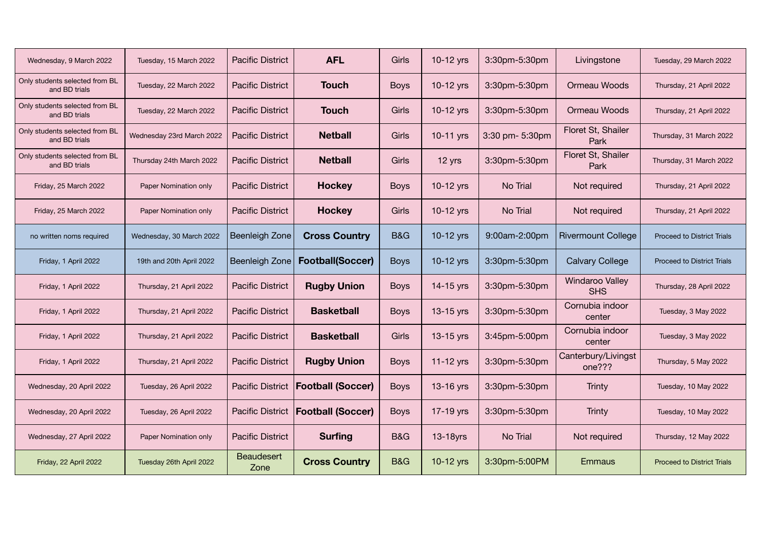| Wednesday, 9 March 2022 | Tuesday, 15 March 2022 | Pacific District | **AFL** | Girls | 10-12 yrs | 3:30pm-5:30pm | Livingstone | Tuesday, 29 March 2022 |
|---|---|---|---|---|---|---|---|---|
| Only students selected from BL and BD trials | Tuesday, 22 March 2022 | Pacific District | **Touch** | Boys | 10-12 yrs | 3:30pm-5:30pm | Ormeau Woods | Thursday, 21 April 2022 |
| Only students selected from BL and BD trials | Tuesday, 22 March 2022 | Pacific District | **Touch** | Girls | 10-12 yrs | 3:30pm-5:30pm | Ormeau Woods | Thursday, 21 April 2022 |
| Only students selected from BL and BD trials | Wednesday 23rd March 2022 | Pacific District | **Netball** | Girls | 10-11 yrs | 3:30 pm- 5:30pm | Floret St, Shailer Park | Thursday, 31 March 2022 |
| Only students selected from BL and BD trials | Thursday 24th March 2022 | Pacific District | **Netball** | Girls | 12 yrs | 3:30pm-5:30pm | Floret St, Shailer Park | Thursday, 31 March 2022 |
| Friday, 25 March 2022 | Paper Nomination only | Pacific District | **Hockey** | Boys | 10-12 yrs | No Trial | Not required | Thursday, 21 April 2022 |
| Friday, 25 March 2022 | Paper Nomination only | Pacific District | **Hockey** | Girls | 10-12 yrs | No Trial | Not required | Thursday, 21 April 2022 |
| no written noms required | Wednesday, 30 March 2022 | Beenleigh Zone | **Cross Country** | B&G | 10-12 yrs | 9:00am-2:00pm | Rivermount College | Proceed to District Trials |
| Friday, 1 April 2022 | 19th and 20th April 2022 | Beenleigh Zone | **Football(Soccer)** | Boys | 10-12 yrs | 3:30pm-5:30pm | Calvary College | Proceed to District Trials |
| Friday, 1 April 2022 | Thursday, 21 April 2022 | Pacific District | **Rugby Union** | Boys | 14-15 yrs | 3:30pm-5:30pm | Windaroo Valley SHS | Thursday, 28 April 2022 |
| Friday, 1 April 2022 | Thursday, 21 April 2022 | Pacific District | **Basketball** | Boys | 13-15 yrs | 3:30pm-5:30pm | Cornubia indoor center | Tuesday, 3 May 2022 |
| Friday, 1 April 2022 | Thursday, 21 April 2022 | Pacific District | **Basketball** | Girls | 13-15 yrs | 3:45pm-5:00pm | Cornubia indoor center | Tuesday, 3 May 2022 |
| Friday, 1 April 2022 | Thursday, 21 April 2022 | Pacific District | **Rugby Union** | Boys | 11-12 yrs | 3:30pm-5:30pm | Canterbury/Livingstone??? | Thursday, 5 May 2022 |
| Wednesday, 20 April 2022 | Tuesday, 26 April 2022 | Pacific District | **Football (Soccer)** | Boys | 13-16 yrs | 3:30pm-5:30pm | Trinty | Tuesday, 10 May 2022 |
| Wednesday, 20 April 2022 | Tuesday, 26 April 2022 | Pacific District | **Football (Soccer)** | Boys | 17-19 yrs | 3:30pm-5:30pm | Trinty | Tuesday, 10 May 2022 |
| Wednesday, 27 April 2022 | Paper Nomination only | Pacific District | **Surfing** | B&G | 13-18yrs | No Trial | Not required | Thursday, 12 May 2022 |
| Friday, 22 April 2022 | Tuesday 26th April 2022 | Beaudesert Zone | **Cross Country** | B&G | 10-12 yrs | 3:30pm-5:00PM | Emmaus | Proceed to District Trials |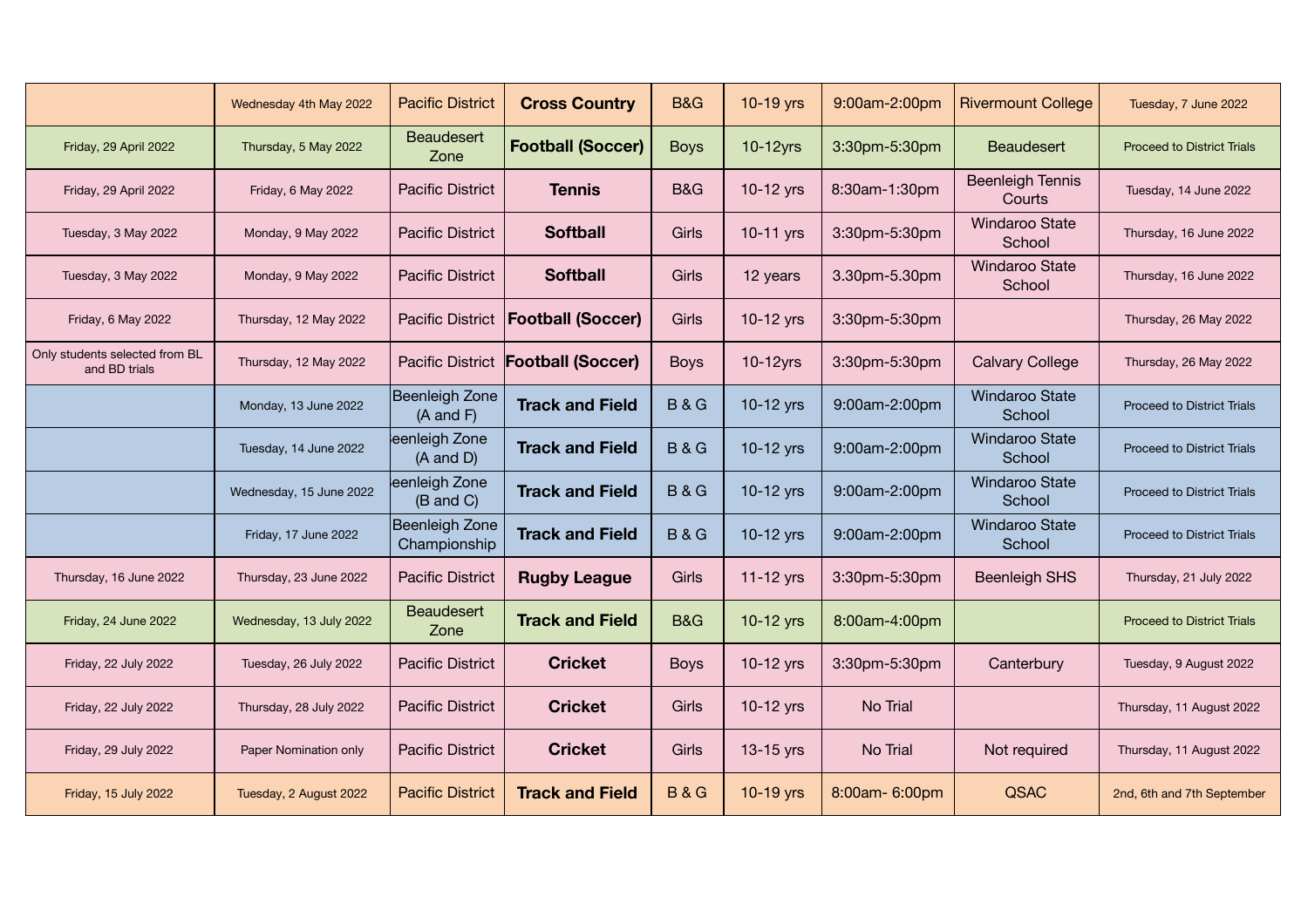| | | | | | | | | |
|---|---|---|---|---|---|---|---|---|
| | Wednesday 4th May 2022 | Pacific District | **Cross Country** | B&G | 10-19 yrs | 9:00am-2:00pm | Rivermount College | Tuesday, 7 June 2022 |
| Friday, 29 April 2022 | Thursday, 5 May 2022 | Beaudesert Zone | **Football (Soccer)** | Boys | 10-12yrs | 3:30pm-5:30pm | Beaudesert | Proceed to District Trials |
| Friday, 29 April 2022 | Friday, 6 May 2022 | Pacific District | **Tennis** | B&G | 10-12 yrs | 8:30am-1:30pm | Beenleigh Tennis Courts | Tuesday, 14 June 2022 |
| Tuesday, 3 May 2022 | Monday, 9 May 2022 | Pacific District | **Softball** | Girls | 10-11 yrs | 3:30pm-5:30pm | Windaroo State School | Thursday, 16 June 2022 |
| Tuesday, 3 May 2022 | Monday, 9 May 2022 | Pacific District | **Softball** | Girls | 12 years | 3.30pm-5.30pm | Windaroo State School | Thursday, 16 June 2022 |
| Friday, 6 May 2022 | Thursday, 12 May 2022 | Pacific District | **Football (Soccer)** | Girls | 10-12 yrs | 3:30pm-5:30pm | | Thursday, 26 May 2022 |
| Only students selected from BL and BD trials | Thursday, 12 May 2022 | Pacific District | **Football (Soccer)** | Boys | 10-12yrs | 3:30pm-5:30pm | Calvary College | Thursday, 26 May 2022 |
| | Monday, 13 June 2022 | Beenleigh Zone (A and F) | **Track and Field** | B & G | 10-12 yrs | 9:00am-2:00pm | Windaroo State School | Proceed to District Trials |
| | Tuesday, 14 June 2022 | eenleigh Zone (A and D) | **Track and Field** | B & G | 10-12 yrs | 9:00am-2:00pm | Windaroo State School | Proceed to District Trials |
| | Wednesday, 15 June 2022 | eenleigh Zone (B and C) | **Track and Field** | B & G | 10-12 yrs | 9:00am-2:00pm | Windaroo State School | Proceed to District Trials |
| | Friday, 17 June 2022 | Beenleigh Zone Championship | **Track and Field** | B & G | 10-12 yrs | 9:00am-2:00pm | Windaroo State School | Proceed to District Trials |
| Thursday, 16 June 2022 | Thursday, 23 June 2022 | Pacific District | **Rugby League** | Girls | 11-12 yrs | 3:30pm-5:30pm | Beenleigh SHS | Thursday, 21 July 2022 |
| Friday, 24 June 2022 | Wednesday, 13 July 2022 | Beaudesert Zone | **Track and Field** | B&G | 10-12 yrs | 8:00am-4:00pm | | Proceed to District Trials |
| Friday, 22 July 2022 | Tuesday, 26 July 2022 | Pacific District | **Cricket** | Boys | 10-12 yrs | 3:30pm-5:30pm | Canterbury | Tuesday, 9 August 2022 |
| Friday, 22 July 2022 | Thursday, 28 July 2022 | Pacific District | **Cricket** | Girls | 10-12 yrs | No Trial | | Thursday, 11 August 2022 |
| Friday, 29 July 2022 | Paper Nomination only | Pacific District | **Cricket** | Girls | 13-15 yrs | No Trial | Not required | Thursday, 11 August 2022 |
| Friday, 15 July 2022 | Tuesday, 2 August 2022 | Pacific District | **Track and Field** | B & G | 10-19 yrs | 8:00am- 6:00pm | QSAC | 2nd, 6th and 7th September |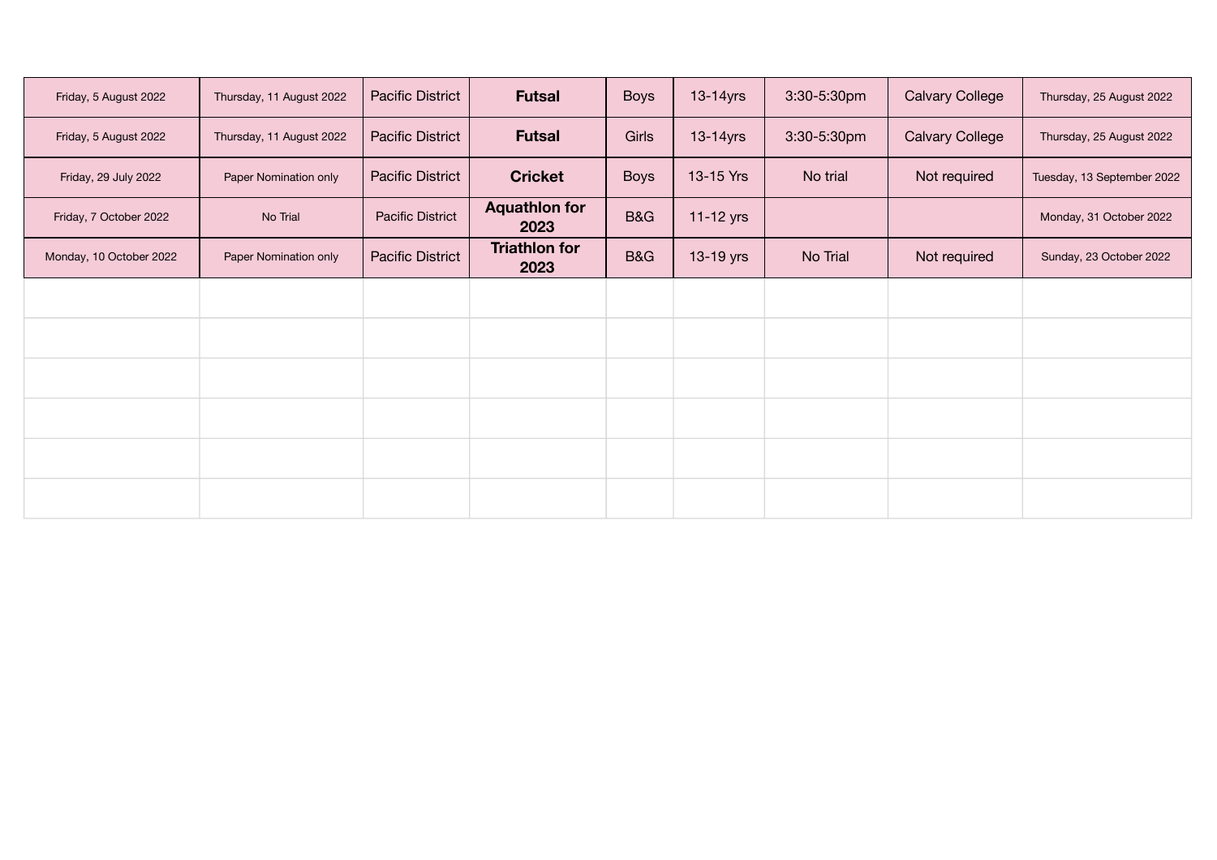| | | | | | | | | |
|---|---|---|---|---|---|---|---|---|
| Friday, 5 August 2022 | Thursday, 11 August 2022 | Pacific District | **Futsal** | Boys | 13-14yrs | 3:30-5:30pm | Calvary College | Thursday, 25 August 2022 |
| Friday, 5 August 2022 | Thursday, 11 August 2022 | Pacific District | **Futsal** | Girls | 13-14yrs | 3:30-5:30pm | Calvary College | Thursday, 25 August 2022 |
| Friday, 29 July 2022 | Paper Nomination only | Pacific District | **Cricket** | Boys | 13-15 Yrs | No trial | Not required | Tuesday, 13 September 2022 |
| Friday, 7 October 2022 | No Trial | Pacific District | **Aquathlon for 2023** | B&G | 11-12 yrs | | | Monday, 31 October 2022 |
| Monday, 10 October 2022 | Paper Nomination only | Pacific District | **Triathlon for 2023** | B&G | 13-19 yrs | No Trial | Not required | Sunday, 23 October 2022 |
| | | | | | | | | |
| | | | | | | | | |
| | | | | | | | | |
| | | | | | | | | |
| | | | | | | | | |
| | | | | | | | | |